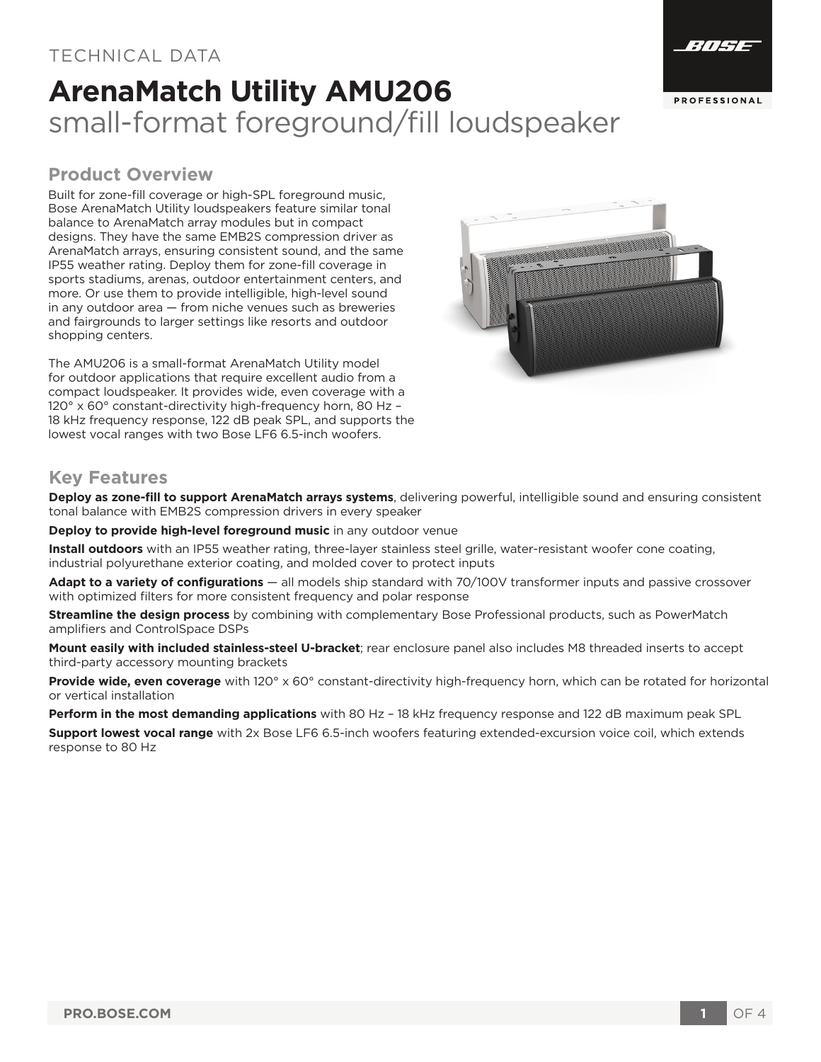TECHNICAL DATA

# ArenaMatch Utility AMU206

small-format foreground/fill loudspeaker

## Product Overview

Built for zone-fill coverage or high-SPL foreground music, Bose ArenaMatch Utility loudspeakers feature similar tonal balance to ArenaMatch array modules but in compact designs. They have the same EMB2S compression driver as ArenaMatch arrays, ensuring consistent sound, and the same IP55 weather rating. Deploy them for zone-fill coverage in sports stadiums, arenas, outdoor entertainment centers, and more. Or use them to provide intelligible, high-level sound in any outdoor area — from niche venues such as breweries and fairgrounds to larger settings like resorts and outdoor shopping centers.

The AMU206 is a small-format ArenaMatch Utility model for outdoor applications that require excellent audio from a compact loudspeaker. It provides wide, even coverage with a 120° x 60° constant-directivity high-frequency horn, 80 Hz – 18 kHz frequency response, 122 dB peak SPL, and supports the lowest vocal ranges with two Bose LF6 6.5-inch woofers.

## Key Features

**Deploy as zone-fill to support ArenaMatch arrays systems**, delivering powerful, intelligible sound and ensuring consistent tonal balance with EMB2S compression drivers in every speaker

**Deploy to provide high-level foreground music** in any outdoor venue

**Install outdoors** with an IP55 weather rating, three-layer stainless steel grille, water-resistant woofer cone coating, industrial polyurethane exterior coating, and molded cover to protect inputs

**Adapt to a variety of configurations** — all models ship standard with 70/100V transformer inputs and passive crossover with optimized filters for more consistent frequency and polar response

**Streamline the design process** by combining with complementary Bose Professional products, such as PowerMatch amplifiers and ControlSpace DSPs

**Mount easily with included stainless-steel U-bracket**; rear enclosure panel also includes M8 threaded inserts to accept third-party accessory mounting brackets

**Provide wide, even coverage** with 120° x 60° constant-directivity high-frequency horn, which can be rotated for horizontal or vertical installation

**Perform in the most demanding applications** with 80 Hz – 18 kHz frequency response and 122 dB maximum peak SPL

**Support lowest vocal range** with 2x Bose LF6 6.5-inch woofers featuring extended-excursion voice coil, which extends response to 80 Hz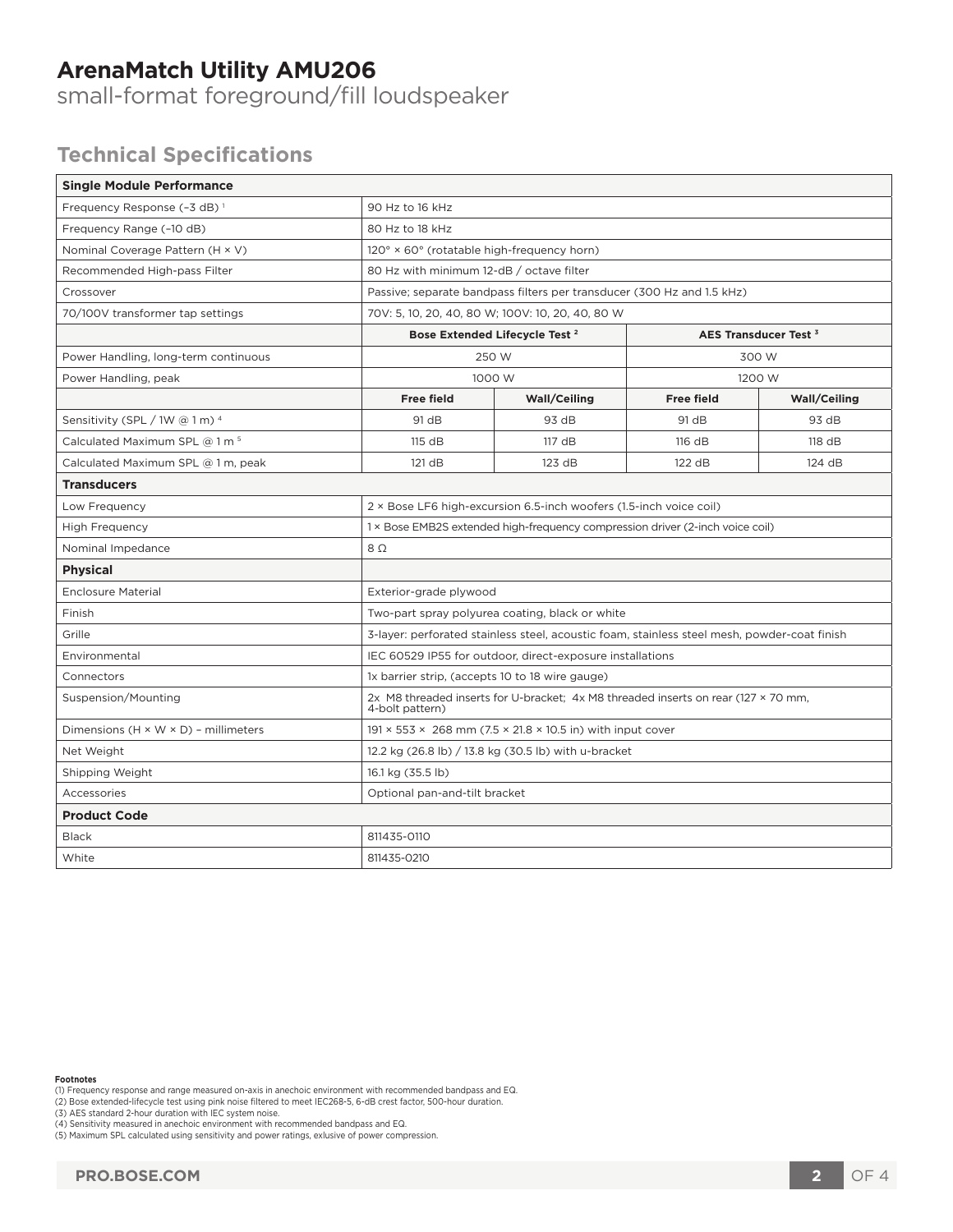# ArenaMatch Utility AMU206

small-format foreground/fill loudspeaker

## Technical Specifications

| Single Module Performance | | | | |
|---|---|---|---|---|
| Frequency Response (–3 dB) [1] | 90 Hz to 16 kHz | | | |
| Frequency Range (–10 dB) | 80 Hz to 18 kHz | | | |
| Nominal Coverage Pattern (H × V) | 120° × 60° (rotatable high-frequency horn) | | | |
| Recommended High-pass Filter | 80 Hz with minimum 12-dB / octave filter | | | |
| Crossover | Passive; separate bandpass filters per transducer (300 Hz and 1.5 kHz) | | | |
| 70/100V transformer tap settings | 70V: 5, 10, 20, 40, 80 W; 100V: 10, 20, 40, 80 W | | | |
| | **Bose Extended Lifecycle Test [2]** | | **AES Transducer Test [3]** | |
| Power Handling, long-term continuous | 250 W | | 300 W | |
| Power Handling, peak | 1000 W | | 1200 W | |
| | **Free field** | **Wall/Ceiling** | **Free field** | **Wall/Ceiling** |
| Sensitivity (SPL / 1W @ 1 m) [4] | 91 dB | 93 dB | 91 dB | 93 dB |
| Calculated Maximum SPL @ 1 m [5] | 115 dB | 117 dB | 116 dB | 118 dB |
| Calculated Maximum SPL @ 1 m, peak | 121 dB | 123 dB | 122 dB | 124 dB |
| **Transducers** | | | | |
| Low Frequency | 2 × Bose LF6 high-excursion 6.5-inch woofers (1.5-inch voice coil) | | | |
| High Frequency | 1 × Bose EMB2S extended high-frequency compression driver (2-inch voice coil) | | | |
| Nominal Impedance | 8 Ω | | | |
| **Physical** | | | | |
| Enclosure Material | Exterior-grade plywood | | | |
| Finish | Two-part spray polyurea coating, black or white | | | |
| Grille | 3-layer: perforated stainless steel, acoustic foam, stainless steel mesh, powder-coat finish | | | |
| Environmental | IEC 60529 IP55 for outdoor, direct-exposure installations | | | |
| Connectors | 1x barrier strip, (accepts 10 to 18 wire gauge) | | | |
| Suspension/Mounting | 2x M8 threaded inserts for U-bracket; 4x M8 threaded inserts on rear (127 × 70 mm, 4-bolt pattern) | | | |
| Dimensions (H × W × D) – millimeters | 191 × 553 × 268 mm (7.5 × 21.8 × 10.5 in) with input cover | | | |
| Net Weight | 12.2 kg (26.8 lb) / 13.8 kg (30.5 lb) with u-bracket | | | |
| Shipping Weight | 16.1 kg (35.5 lb) | | | |
| Accessories | Optional pan-and-tilt bracket | | | |
| **Product Code** | | | | |
| Black | 811435-0110 | | | |
| White | 811435-0210 | | | |

**Footnotes**

(1) Frequency response and range measured on-axis in anechoic environment with recommended bandpass and EQ.
(2) Bose extended-lifecycle test using pink noise filtered to meet IEC268-5, 6-dB crest factor, 500-hour duration.
(3) AES standard 2-hour duration with IEC system noise.
(4) Sensitivity measured in anechoic environment with recommended bandpass and EQ.
(5) Maximum SPL calculated using sensitivity and power ratings, exlusive of power compression.

PRO.BOSE.COM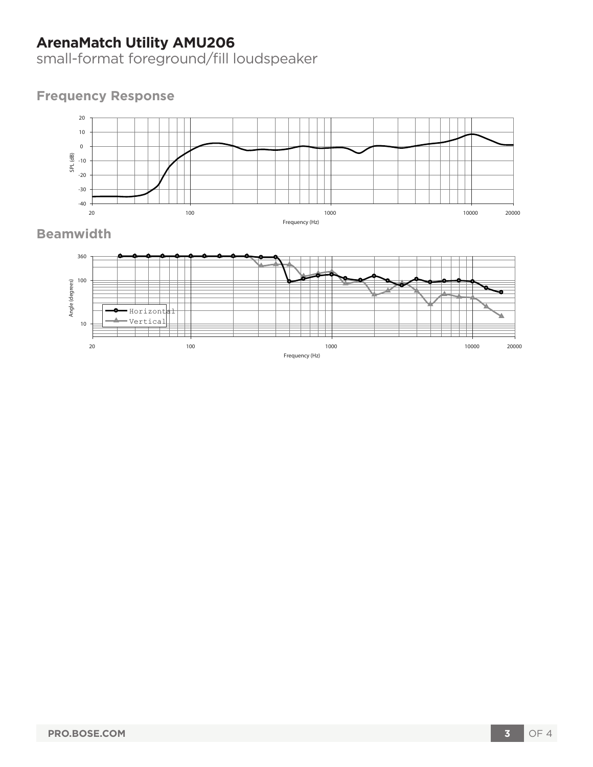# ArenaMatch Utility AMU206

small-format foreground/fill loudspeaker

## Frequency Response

## Beamwidth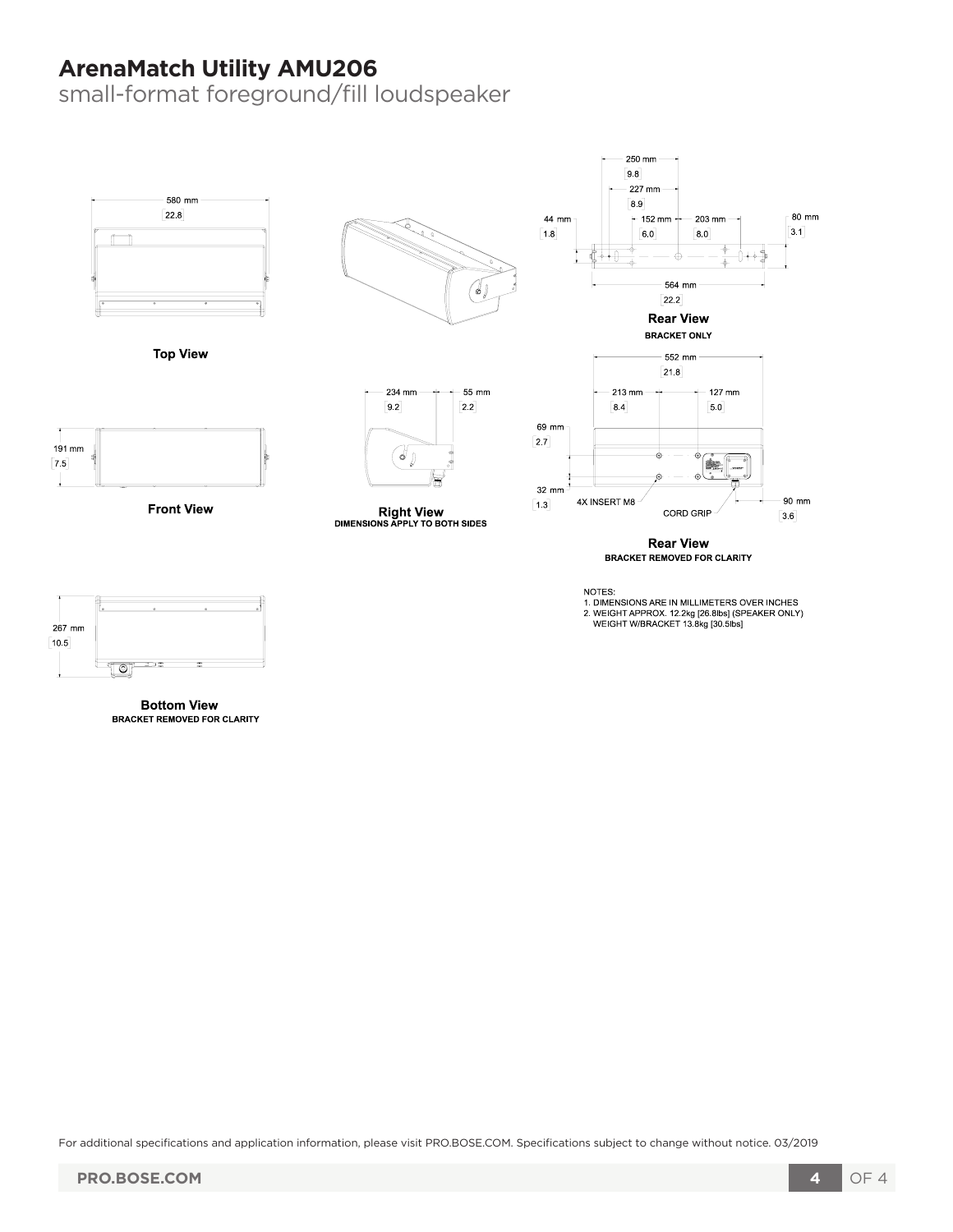# ArenaMatch Utility AMU206

small-format foreground/fill loudspeaker

580 mm
22.8

Top View

250 mm
9.8
227 mm
8.9
44 mm
1.8
152 mm
6.0
203 mm
8.0
80 mm
3.1
564 mm
22.2

Rear View
BRACKET ONLY

191 mm
7.5

Front View

234 mm
9.2
55 mm
2.2

Right View
DIMENSIONS APPLY TO BOTH SIDES

552 mm
21.8
213 mm
8.4
127 mm
5.0
69 mm
2.7
32 mm
1.3
4X INSERT M8
CORD GRIP
90 mm
3.6

Rear View
BRACKET REMOVED FOR CLARITY

267 mm
10.5

Bottom View
BRACKET REMOVED FOR CLARITY

NOTES:
1. DIMENSIONS ARE IN MILLIMETERS OVER INCHES
2. WEIGHT APPROX. 12.2kg [26.8lbs] (SPEAKER ONLY)
   WEIGHT W/BRACKET 13.8kg [30.5lbs]

For additional specifications and application information, please visit PRO.BOSE.COM. Specifications subject to change without notice. 03/2019